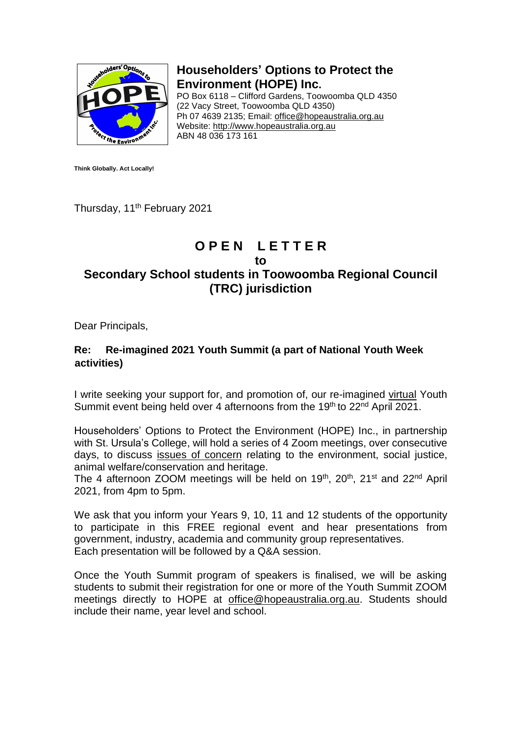# Householders' Options to Protect the Environment (HOPE) Inc.

PO Box 6118 – Clifford Gardens, Toowoomba QLD 4350
(22 Vacy Street, Toowoomba QLD 4350)
Ph 07 4639 2135; Email: office@hopeaustralia.org.au
Website: http://www.hopeaustralia.org.au
ABN 48 036 173 161

**Think Globally. Act Locally!**

Thursday, 11th February 2021

## OPEN LETTER
## to
## Secondary School students in Toowoomba Regional Council (TRC) jurisdiction

Dear Principals,

**Re: Re-imagined 2021 Youth Summit (a part of National Youth Week activities)**

I write seeking your support for, and promotion of, our re-imagined virtual Youth Summit event being held over 4 afternoons from the 19th to 22nd April 2021.

Householders' Options to Protect the Environment (HOPE) Inc., in partnership with St. Ursula's College, will hold a series of 4 Zoom meetings, over consecutive days, to discuss issues of concern relating to the environment, social justice, animal welfare/conservation and heritage.
The 4 afternoon ZOOM meetings will be held on 19th, 20th, 21st and 22nd April 2021, from 4pm to 5pm.

We ask that you inform your Years 9, 10, 11 and 12 students of the opportunity to participate in this FREE regional event and hear presentations from government, industry, academia and community group representatives.
Each presentation will be followed by a Q&A session.

Once the Youth Summit program of speakers is finalised, we will be asking students to submit their registration for one or more of the Youth Summit ZOOM meetings directly to HOPE at office@hopeaustralia.org.au. Students should include their name, year level and school.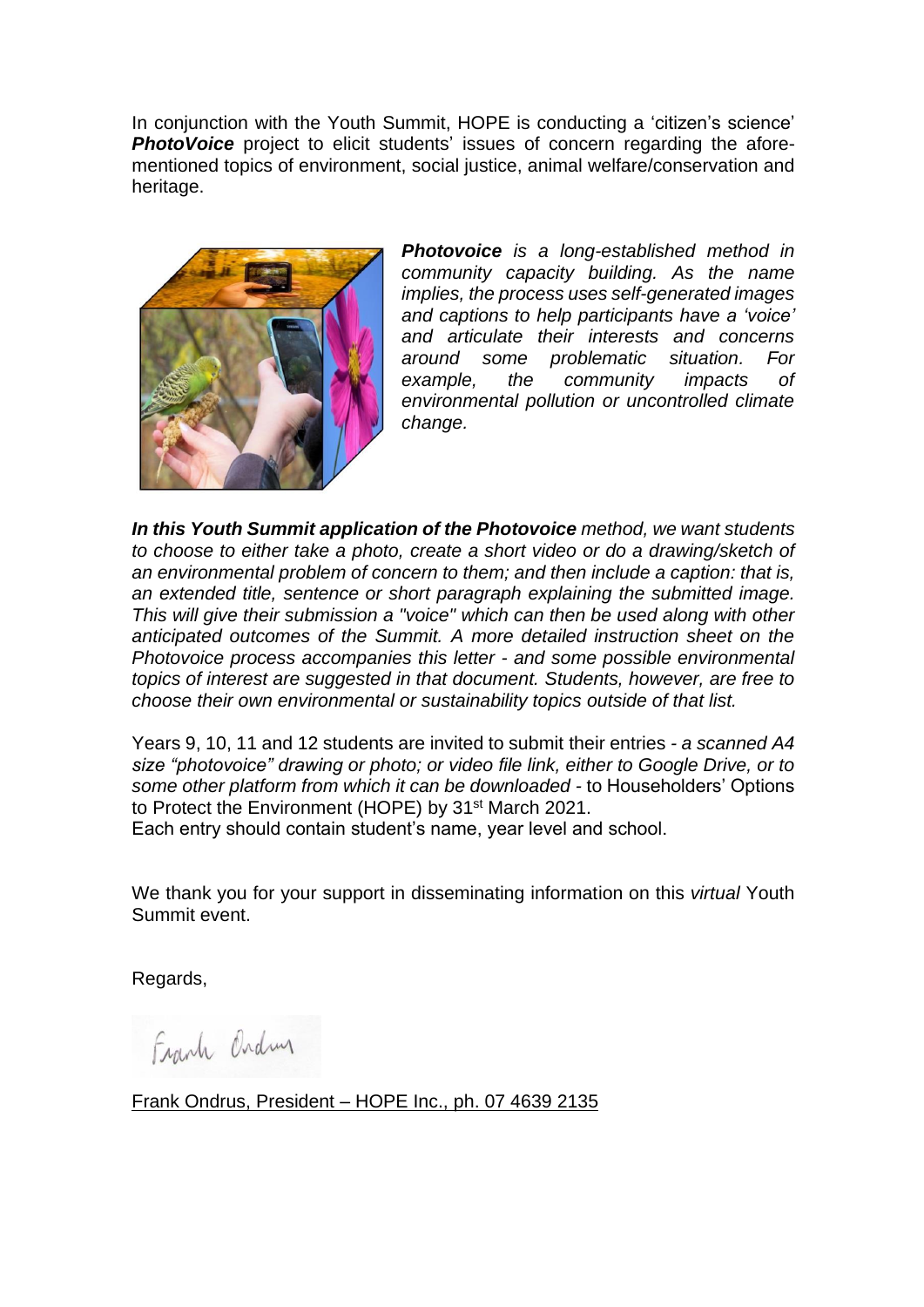In conjunction with the Youth Summit, HOPE is conducting a 'citizen's science' ***PhotoVoice*** project to elicit students' issues of concern regarding the afore-mentioned topics of environment, social justice, animal welfare/conservation and heritage.

***Photovoice*** *is a long-established method in community capacity building. As the name implies, the process uses self-generated images and captions to help participants have a 'voice' and articulate their interests and concerns around some problematic situation. For example, the community impacts of environmental pollution or uncontrolled climate change.*

***In this Youth Summit application of the Photovoice*** *method, we want students to choose to either take a photo, create a short video or do a drawing/sketch of an environmental problem of concern to them; and then include a caption: that is, an extended title, sentence or short paragraph explaining the submitted image. This will give their submission a "voice" which can then be used along with other anticipated outcomes of the Summit. A more detailed instruction sheet on the Photovoice process accompanies this letter - and some possible environmental topics of interest are suggested in that document. Students, however, are free to choose their own environmental or sustainability topics outside of that list.*

Years 9, 10, 11 and 12 students are invited to submit their entries - *a scanned A4 size "photovoice" drawing or photo; or video file link, either to Google Drive, or to some other platform from which it can be downloaded* - to Householders' Options to Protect the Environment (HOPE) by 31st March 2021.
Each entry should contain student's name, year level and school.

We thank you for your support in disseminating information on this *virtual* Youth Summit event.

Regards,

Frank Ondrus

Frank Ondrus, President – HOPE Inc., ph. 07 4639 2135